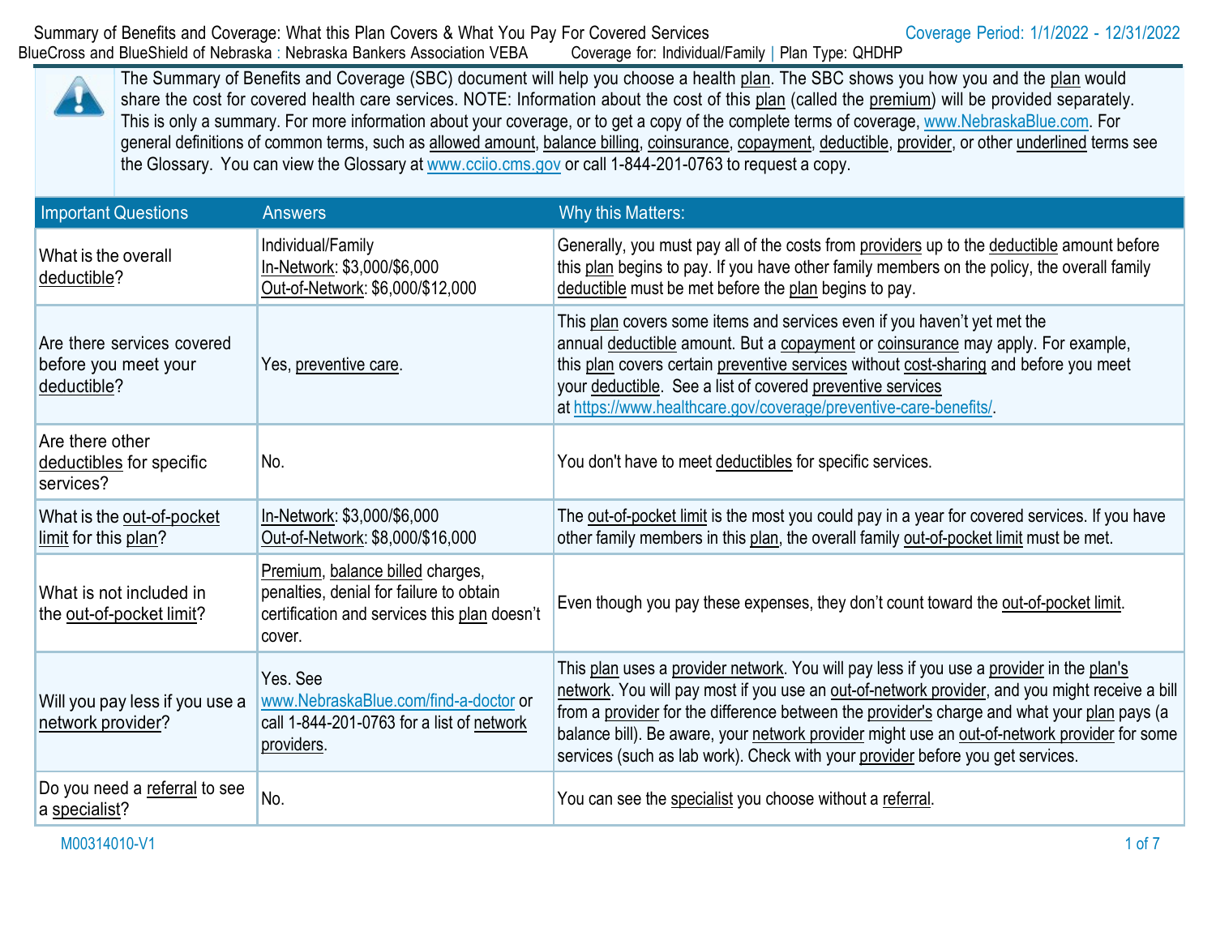Summary of Benefits and Coverage: What this Plan Covers & What You Pay For Covered Services

Coverage Period: 1/1/2022 - 12/31/2022

BlueCross and BlueShield of Nebraska : Nebraska Bankers Association VEBA    Coverage for: Individual/Family | Plan Type: QHDHP

The Summary of Benefits and Coverage (SBC) document will help you choose a health plan. The SBC shows you how you and the plan would share the cost for covered health care services. NOTE: Information about the cost of this plan (called the premium) will be provided separately. This is only a summary. For more information about your coverage, or to get a copy of the complete terms of coverage, www.NebraskaBlue.com. For general definitions of common terms, such as allowed amount, balance billing, coinsurance, copayment, deductible, provider, or other underlined terms see the Glossary. You can view the Glossary at www.cciio.cms.gov or call 1-844-201-0763 to request a copy.

| Important Questions | Answers | Why this Matters: |
|---|---|---|
| What is the overall deductible? | Individual/Family<br>In-Network: $3,000/$6,000<br>Out-of-Network: $6,000/$12,000 | Generally, you must pay all of the costs from providers up to the deductible amount before this plan begins to pay. If you have other family members on the policy, the overall family deductible must be met before the plan begins to pay. |
| Are there services covered before you meet your deductible? | Yes, preventive care. | This plan covers some items and services even if you haven't yet met the annual deductible amount. But a copayment or coinsurance may apply. For example, this plan covers certain preventive services without cost-sharing and before you meet your deductible. See a list of covered preventive services at https://www.healthcare.gov/coverage/preventive-care-benefits/. |
| Are there other deductibles for specific services? | No. | You don't have to meet deductibles for specific services. |
| What is the out-of-pocket limit for this plan? | In-Network: $3,000/$6,000<br>Out-of-Network: $8,000/$16,000 | The out-of-pocket limit is the most you could pay in a year for covered services. If you have other family members in this plan, the overall family out-of-pocket limit must be met. |
| What is not included in the out-of-pocket limit? | Premium, balance billed charges, penalties, denial for failure to obtain certification and services this plan doesn't cover. | Even though you pay these expenses, they don't count toward the out-of-pocket limit. |
| Will you pay less if you use a network provider? | Yes. See www.NebraskaBlue.com/find-a-doctor or call 1-844-201-0763 for a list of network providers. | This plan uses a provider network. You will pay less if you use a provider in the plan's network. You will pay most if you use an out-of-network provider, and you might receive a bill from a provider for the difference between the provider's charge and what your plan pays (a balance bill). Be aware, your network provider might use an out-of-network provider for some services (such as lab work). Check with your provider before you get services. |
| Do you need a referral to see a specialist? | No. | You can see the specialist you choose without a referral. |

M00314010-V1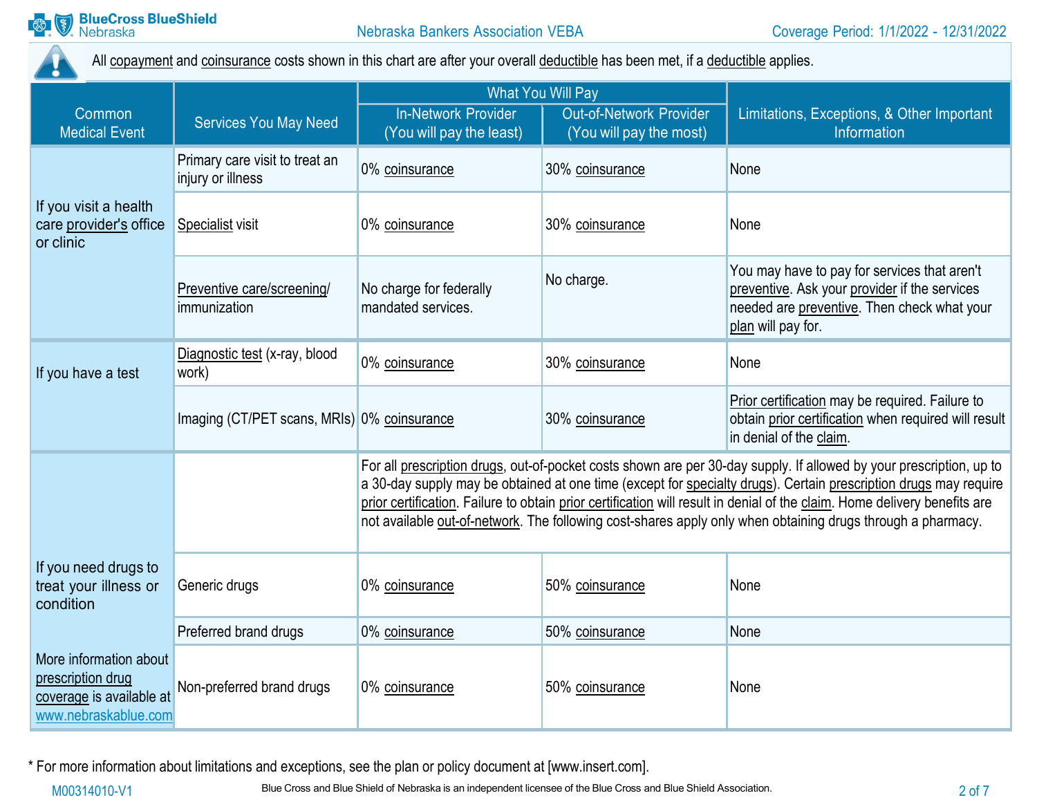All copayment and coinsurance costs shown in this chart are after your overall deductible has been met, if a deductible applies.

| Common Medical Event | Services You May Need | What You Will Pay: In-Network Provider (You will pay the least) | What You Will Pay: Out-of-Network Provider (You will pay the most) | Limitations, Exceptions, & Other Important Information |
|---|---|---|---|---|
| If you visit a health care provider's office or clinic | Primary care visit to treat an injury or illness | 0% coinsurance | 30% coinsurance | None |
| | Specialist visit | 0% coinsurance | 30% coinsurance | None |
| | Preventive care/screening/ immunization | No charge for federally mandated services. | No charge. | You may have to pay for services that aren't preventive. Ask your provider if the services needed are preventive. Then check what your plan will pay for. |
| If you have a test | Diagnostic test (x-ray, blood work) | 0% coinsurance | 30% coinsurance | None |
| | Imaging (CT/PET scans, MRIs) | 0% coinsurance | 30% coinsurance | Prior certification may be required. Failure to obtain prior certification when required will result in denial of the claim. |
| If you need drugs to treat your illness or condition More information about prescription drug coverage is available at www.nebraskablue.com | | For all prescription drugs, out-of-pocket costs shown are per 30-day supply. If allowed by your prescription, up to a 30-day supply may be obtained at one time (except for specialty drugs). Certain prescription drugs may require prior certification. Failure to obtain prior certification will result in denial of the claim. Home delivery benefits are not available out-of-network. The following cost-shares apply only when obtaining drugs through a pharmacy. | | |
| | Generic drugs | 0% coinsurance | 50% coinsurance | None |
| | Preferred brand drugs | 0% coinsurance | 50% coinsurance | None |
| | Non-preferred brand drugs | 0% coinsurance | 50% coinsurance | None |

* For more information about limitations and exceptions, see the plan or policy document at [www.insert.com].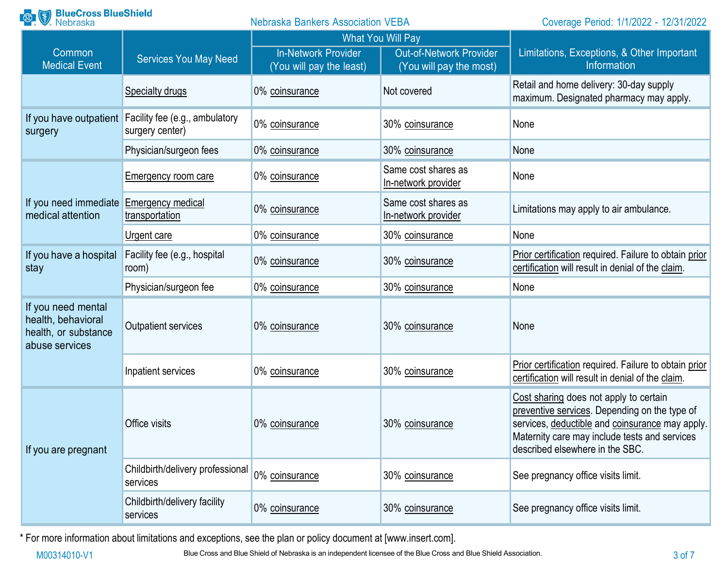| Common Medical Event | Services You May Need | What You Will Pay | | Limitations, Exceptions, & Other Important Information |
|---|---|---|---|---|
| | | In-Network Provider (You will pay the least) | Out-of-Network Provider (You will pay the most) | |
| | Specialty drugs | 0% coinsurance | Not covered | Retail and home delivery: 30-day supply maximum. Designated pharmacy may apply. |
| If you have outpatient surgery | Facility fee (e.g., ambulatory surgery center) | 0% coinsurance | 30% coinsurance | None |
| | Physician/surgeon fees | 0% coinsurance | 30% coinsurance | None |
| If you need immediate medical attention | Emergency room care | 0% coinsurance | Same cost shares as In-network provider | None |
| | Emergency medical transportation | 0% coinsurance | Same cost shares as In-network provider | Limitations may apply to air ambulance. |
| | Urgent care | 0% coinsurance | 30% coinsurance | None |
| If you have a hospital stay | Facility fee (e.g., hospital room) | 0% coinsurance | 30% coinsurance | Prior certification required. Failure to obtain prior certification will result in denial of the claim. |
| | Physician/surgeon fee | 0% coinsurance | 30% coinsurance | None |
| If you need mental health, behavioral health, or substance abuse services | Outpatient services | 0% coinsurance | 30% coinsurance | None |
| | Inpatient services | 0% coinsurance | 30% coinsurance | Prior certification required. Failure to obtain prior certification will result in denial of the claim. |
| If you are pregnant | Office visits | 0% coinsurance | 30% coinsurance | Cost sharing does not apply to certain preventive services. Depending on the type of services, deductible and coinsurance may apply. Maternity care may include tests and services described elsewhere in the SBC. |
| | Childbirth/delivery professional services | 0% coinsurance | 30% coinsurance | See pregnancy office visits limit. |
| | Childbirth/delivery facility services | 0% coinsurance | 30% coinsurance | See pregnancy office visits limit. |

* For more information about limitations and exceptions, see the plan or policy document at [www.insert.com].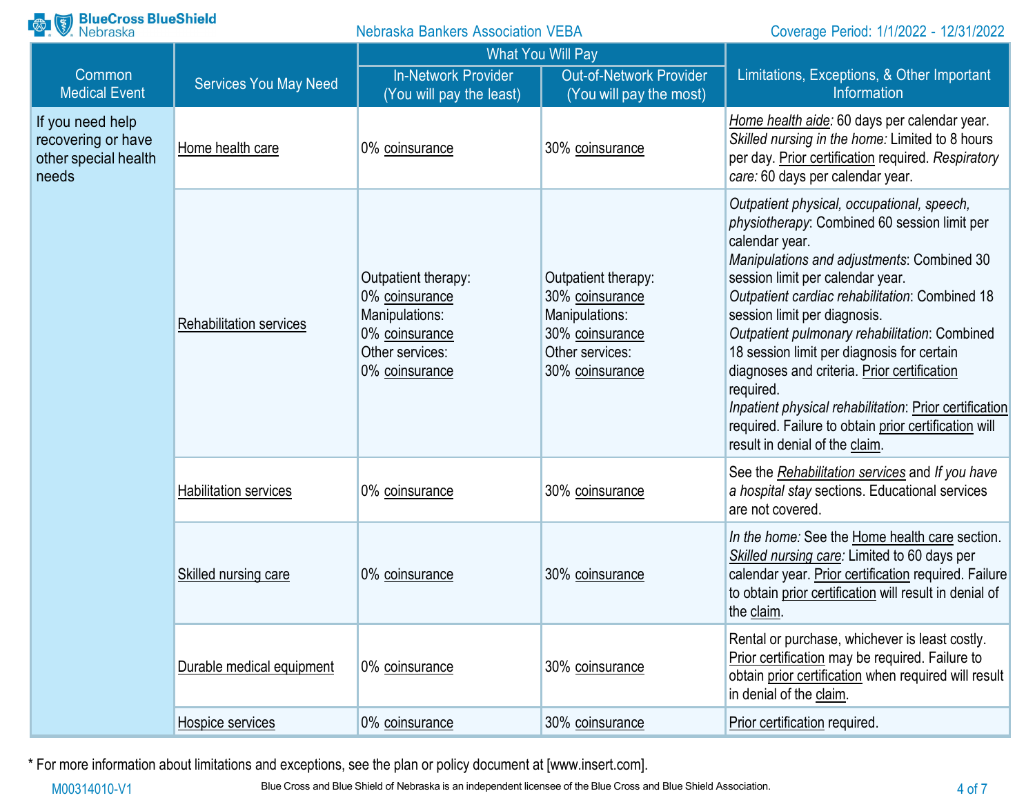| Common Medical Event | Services You May Need | What You Will Pay | | Limitations, Exceptions, & Other Important Information |
|---|---|---|---|---|
| | | In-Network Provider (You will pay the least) | Out-of-Network Provider (You will pay the most) | |
| If you need help recovering or have other special health needs | Home health care | 0% coinsurance | 30% coinsurance | *Home health aide:* 60 days per calendar year. *Skilled nursing in the home:* Limited to 8 hours per day. Prior certification required. *Respiratory care:* 60 days per calendar year. |
| | Rehabilitation services | Outpatient therapy: 0% coinsurance Manipulations: 0% coinsurance Other services: 0% coinsurance | Outpatient therapy: 30% coinsurance Manipulations: 30% coinsurance Other services: 30% coinsurance | *Outpatient physical, occupational, speech, physiotherapy*: Combined 60 session limit per calendar year. *Manipulations and adjustments*: Combined 30 session limit per calendar year. *Outpatient cardiac rehabilitation*: Combined 18 session limit per diagnosis. *Outpatient pulmonary rehabilitation*: Combined 18 session limit per diagnosis for certain diagnoses and criteria. Prior certification required. *Inpatient physical rehabilitation*: Prior certification required. Failure to obtain prior certification will result in denial of the claim. |
| | Habilitation services | 0% coinsurance | 30% coinsurance | See the *Rehabilitation services* and *If you have a hospital stay* sections. Educational services are not covered. |
| | Skilled nursing care | 0% coinsurance | 30% coinsurance | *In the home:* See the Home health care section. *Skilled nursing care:* Limited to 60 days per calendar year. Prior certification required. Failure to obtain prior certification will result in denial of the claim. |
| | Durable medical equipment | 0% coinsurance | 30% coinsurance | Rental or purchase, whichever is least costly. Prior certification may be required. Failure to obtain prior certification when required will result in denial of the claim. |
| | Hospice services | 0% coinsurance | 30% coinsurance | Prior certification required. |

* For more information about limitations and exceptions, see the plan or policy document at [www.insert.com].

M00314010-V1

Blue Cross and Blue Shield of Nebraska is an independent licensee of the Blue Cross and Blue Shield Association.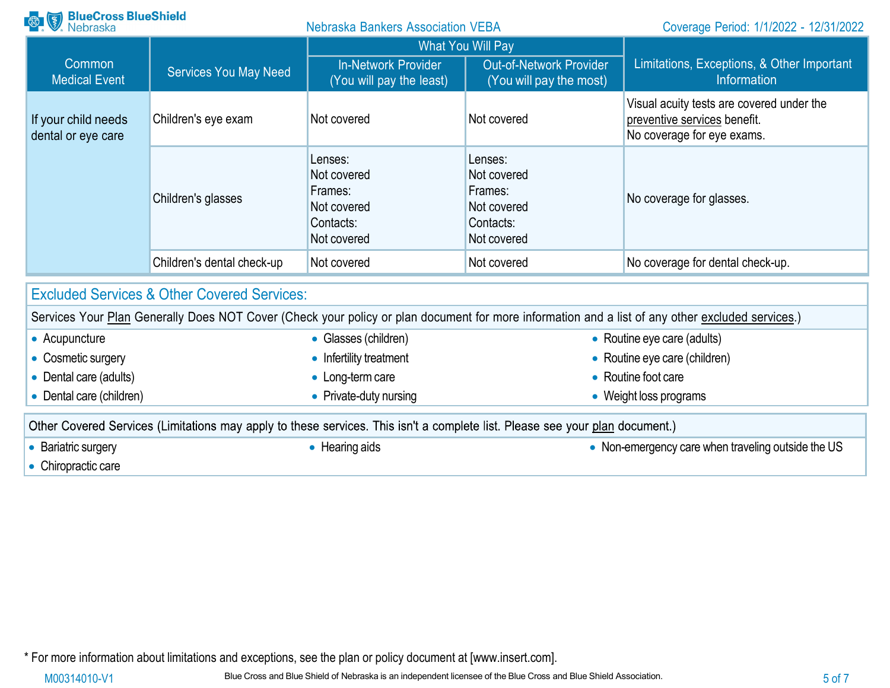| Common Medical Event | Services You May Need | What You Will Pay | | Limitations, Exceptions, & Other Important Information |
|---|---|---|---|---|
| | | In-Network Provider (You will pay the least) | Out-of-Network Provider (You will pay the most) | |
| If your child needs dental or eye care | Children's eye exam | Not covered | Not covered | Visual acuity tests are covered under the preventive services benefit. No coverage for eye exams. |
| | Children's glasses | Lenses: Not covered Frames: Not covered Contacts: Not covered | Lenses: Not covered Frames: Not covered Contacts: Not covered | No coverage for glasses. |
| | Children's dental check-up | Not covered | Not covered | No coverage for dental check-up. |

## Excluded Services & Other Covered Services:

Services Your Plan Generally Does NOT Cover (Check your policy or plan document for more information and a list of any other excluded services.)

- Acupuncture
- Cosmetic surgery
- Dental care (adults)
- Dental care (children)
- Glasses (children)
- Infertility treatment
- Long-term care
- Private-duty nursing
- Routine eye care (adults)
- Routine eye care (children)
- Routine foot care
- Weight loss programs

Other Covered Services (Limitations may apply to these services. This isn't a complete list. Please see your plan document.)

- Bariatric surgery
- Chiropractic care
- Hearing aids
- Non-emergency care when traveling outside the US

* For more information about limitations and exceptions, see the plan or policy document at [www.insert.com].

M00314010-V1

Blue Cross and Blue Shield of Nebraska is an independent licensee of the Blue Cross and Blue Shield Association.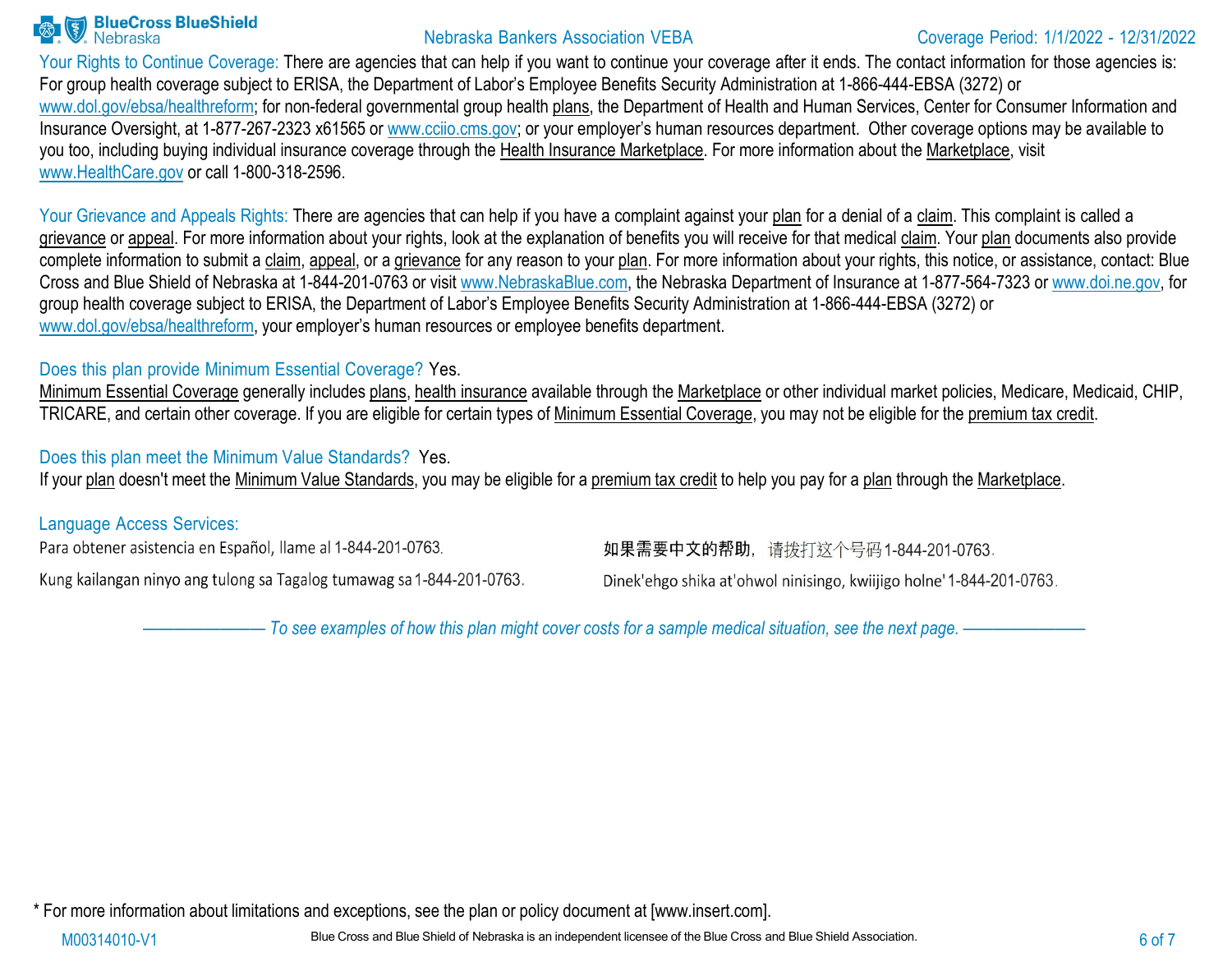**Your Rights to Continue Coverage:** There are agencies that can help if you want to continue your coverage after it ends. The contact information for those agencies is: For group health coverage subject to ERISA, the Department of Labor's Employee Benefits Security Administration at 1-866-444-EBSA (3272) or www.dol.gov/ebsa/healthreform; for non-federal governmental group health plans, the Department of Health and Human Services, Center for Consumer Information and Insurance Oversight, at 1-877-267-2323 x61565 or www.cciio.cms.gov; or your employer's human resources department. Other coverage options may be available to you too, including buying individual insurance coverage through the Health Insurance Marketplace. For more information about the Marketplace, visit www.HealthCare.gov or call 1-800-318-2596.

**Your Grievance and Appeals Rights:** There are agencies that can help if you have a complaint against your plan for a denial of a claim. This complaint is called a grievance or appeal. For more information about your rights, look at the explanation of benefits you will receive for that medical claim. Your plan documents also provide complete information to submit a claim, appeal, or a grievance for any reason to your plan. For more information about your rights, this notice, or assistance, contact: Blue Cross and Blue Shield of Nebraska at 1-844-201-0763 or visit www.NebraskaBlue.com, the Nebraska Department of Insurance at 1-877-564-7323 or www.doi.ne.gov, for group health coverage subject to ERISA, the Department of Labor's Employee Benefits Security Administration at 1-866-444-EBSA (3272) or www.dol.gov/ebsa/healthreform, your employer's human resources or employee benefits department.

**Does this plan provide Minimum Essential Coverage?** Yes.
Minimum Essential Coverage generally includes plans, health insurance available through the Marketplace or other individual market policies, Medicare, Medicaid, CHIP, TRICARE, and certain other coverage. If you are eligible for certain types of Minimum Essential Coverage, you may not be eligible for the premium tax credit.

**Does this plan meet the Minimum Value Standards?** Yes.
If your plan doesn't meet the Minimum Value Standards, you may be eligible for a premium tax credit to help you pay for a plan through the Marketplace.

**Language Access Services:**

Para obtener asistencia en Español, llame al 1-844-201-0763.

Kung kailangan ninyo ang tulong sa Tagalog tumawag sa 1-844-201-0763.

如果需要中文的帮助，请拨打这个号码1-844-201-0763.

Dinek'ehgo shika at'ohwol ninisingo, kwiijigo holne' 1-844-201-0763.

*—————— To see examples of how this plan might cover costs for a sample medical situation, see the next page. ——————*

\* For more information about limitations and exceptions, see the plan or policy document at [www.insert.com].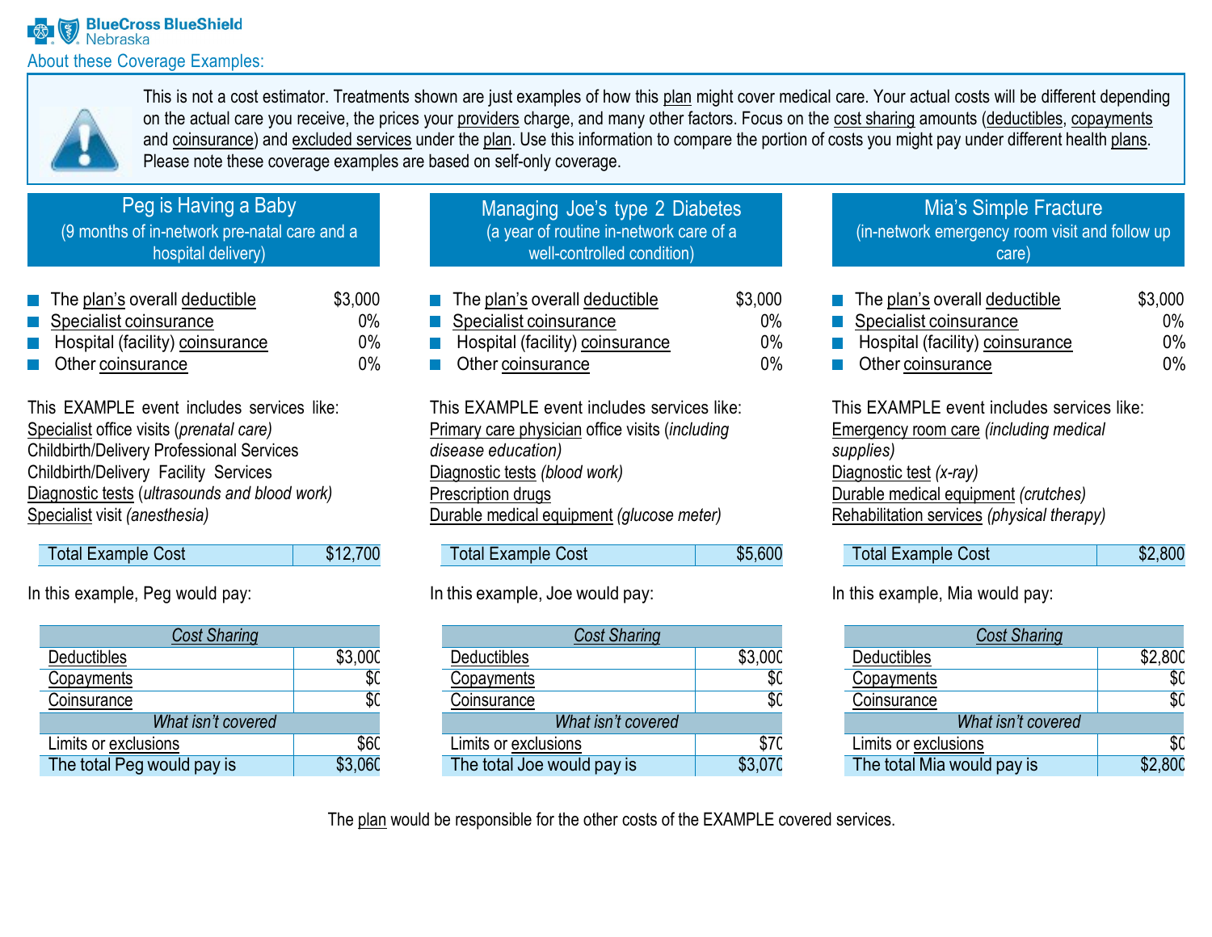BlueCross BlueShield Nebraska

## About these Coverage Examples:

This is not a cost estimator. Treatments shown are just examples of how this plan might cover medical care. Your actual costs will be different depending on the actual care you receive, the prices your providers charge, and many other factors. Focus on the cost sharing amounts (deductibles, copayments and coinsurance) and excluded services under the plan. Use this information to compare the portion of costs you might pay under different health plans. Please note these coverage examples are based on self-only coverage.

### Peg is Having a Baby
(9 months of in-network pre-natal care and a hospital delivery)

- The plan's overall deductible $3,000
- Specialist coinsurance 0%
- Hospital (facility) coinsurance 0%
- Other coinsurance 0%

This EXAMPLE event includes services like:
Specialist office visits (*prenatal care)*
Childbirth/Delivery Professional Services
Childbirth/Delivery Facility Services
Diagnostic tests (*ultrasounds and blood work)*
Specialist visit *(anesthesia)*

| Total Example Cost | $12,700 |
|---|---|

In this example, Peg would pay:

| *Cost Sharing* | |
|---|---|
| Deductibles | $3,000 |
| Copayments | $0 |
| Coinsurance | $0 |
| *What isn't covered* | |
| Limits or exclusions | $60 |
| The total Peg would pay is | $3,060 |

### Managing Joe's type 2 Diabetes
(a year of routine in-network care of a well-controlled condition)

- The plan's overall deductible $3,000
- Specialist coinsurance 0%
- Hospital (facility) coinsurance 0%
- Other coinsurance 0%

This EXAMPLE event includes services like:
Primary care physician office visits (*including disease education)*
Diagnostic tests *(blood work)*
Prescription drugs
Durable medical equipment *(glucose meter)*

| Total Example Cost | $5,600 |
|---|---|

In this example, Joe would pay:

| *Cost Sharing* | |
|---|---|
| Deductibles | $3,000 |
| Copayments | $0 |
| Coinsurance | $0 |
| *What isn't covered* | |
| Limits or exclusions | $70 |
| The total Joe would pay is | $3,070 |

### Mia's Simple Fracture
(in-network emergency room visit and follow up care)

- The plan's overall deductible $3,000
- Specialist coinsurance 0%
- Hospital (facility) coinsurance 0%
- Other coinsurance 0%

This EXAMPLE event includes services like:
Emergency room care *(including medical supplies)*
Diagnostic test *(x-ray)*
Durable medical equipment *(crutches)*
Rehabilitation services *(physical therapy)*

| Total Example Cost | $2,800 |
|---|---|

In this example, Mia would pay:

| *Cost Sharing* | |
|---|---|
| Deductibles | $2,800 |
| Copayments | $0 |
| Coinsurance | $0 |
| *What isn't covered* | |
| Limits or exclusions | $0 |
| The total Mia would pay is | $2,800 |

The plan would be responsible for the other costs of the EXAMPLE covered services.